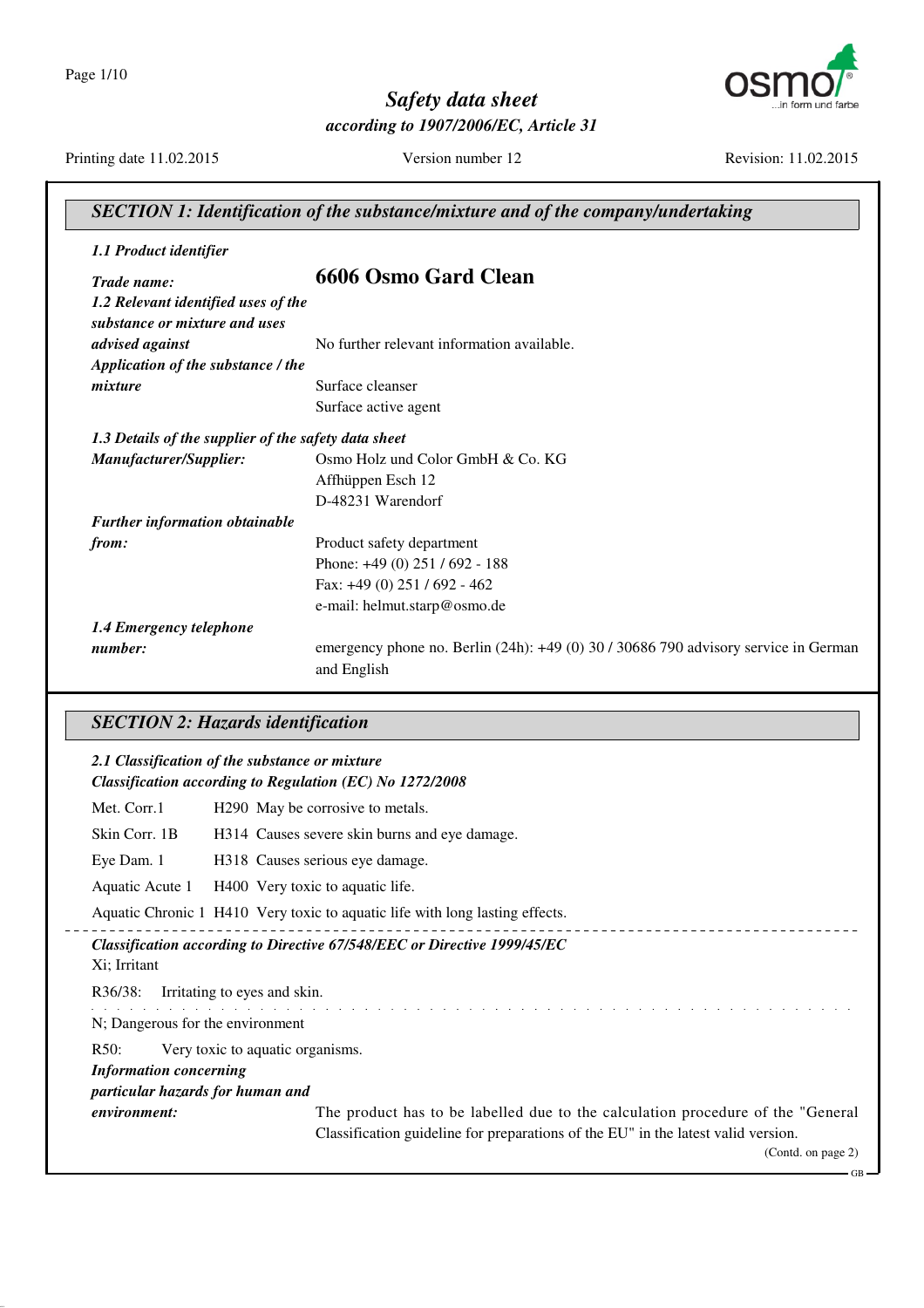# Safety data sheet

*according to 1907/2006/EC, Article 31*

Printing date 11.02.2015 Version number 12 Revision: 11.02.2015

## SECTION 1: Identification of the substance/mixture and of the company/undertaking

***1.1 Product identifier***

***Trade name:*** **6606 Osmo Gard Clean**

***1.2 Relevant identified uses of the substance or mixture and uses advised against*** No further relevant information available.

***Application of the substance / the mixture*** Surface cleanser
Surface active agent

***1.3 Details of the supplier of the safety data sheet***

***Manufacturer/Supplier:***
Osmo Holz und Color GmbH & Co. KG
Affhüppen Esch 12
D-48231 Warendorf

***Further information obtainable from:***
Product safety department
Phone: +49 (0) 251 / 692 - 188
Fax: +49 (0) 251 / 692 - 462
e-mail: helmut.starp@osmo.de

***1.4 Emergency telephone number:*** emergency phone no. Berlin (24h): +49 (0) 30 / 30686 790 advisory service in German and English

## SECTION 2: Hazards identification

***2.1 Classification of the substance or mixture***
***Classification according to Regulation (EC) No 1272/2008***

| | | |
|---|---|---|
| Met. Corr.1 | H290 | May be corrosive to metals. |
| Skin Corr. 1B | H314 | Causes severe skin burns and eye damage. |
| Eye Dam. 1 | H318 | Causes serious eye damage. |
| Aquatic Acute 1 | H400 | Very toxic to aquatic life. |
| Aquatic Chronic 1 | H410 | Very toxic to aquatic life with long lasting effects. |

***Classification according to Directive 67/548/EEC or Directive 1999/45/EC***

Xi; Irritant

R36/38: Irritating to eyes and skin.

N; Dangerous for the environment

R50: Very toxic to aquatic organisms.

***Information concerning particular hazards for human and environment:*** The product has to be labelled due to the calculation procedure of the "General Classification guideline for preparations of the EU" in the latest valid version.

(Contd. on page 2)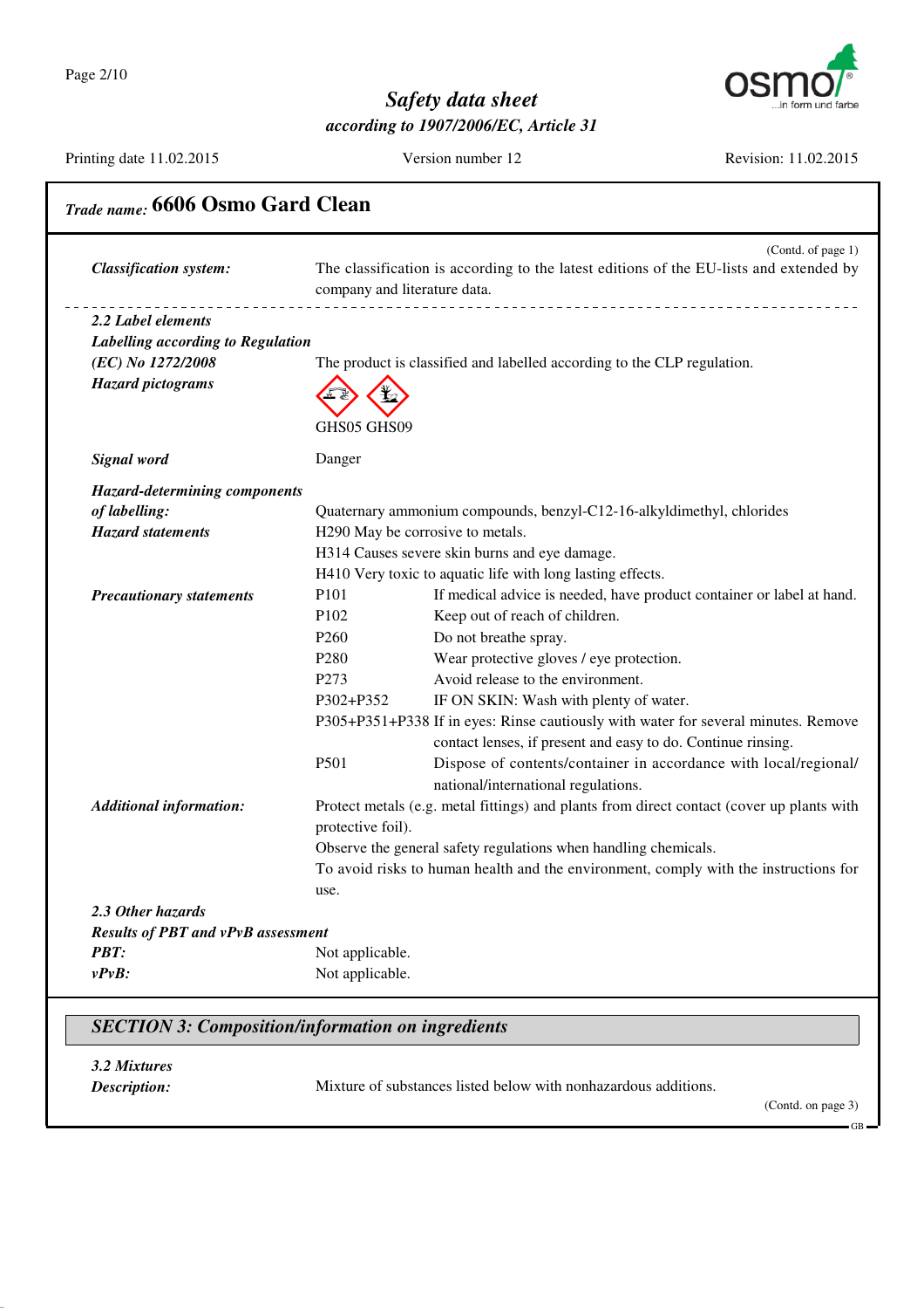# Safety data sheet

*according to 1907/2006/EC, Article 31*

Printing date 11.02.2015 | Version number 12 | Revision: 11.02.2015

***Trade name:* 6606 Osmo Gard Clean**

(Contd. of page 1)

***Classification system:*** The classification is according to the latest editions of the EU-lists and extended by company and literature data.

---

***2.2 Label elements***

***Labelling according to Regulation (EC) No 1272/2008*** The product is classified and labelled according to the CLP regulation.

***Hazard pictograms***

GHS05 GHS09

***Signal word*** Danger

***Hazard-determining components of labelling:***
Quaternary ammonium compounds, benzyl-C12-16-alkyldimethyl, chlorides

***Hazard statements***
H290 May be corrosive to metals.
H314 Causes severe skin burns and eye damage.
H410 Very toxic to aquatic life with long lasting effects.

***Precautionary statements***

| | |
|---|---|
| P101 | If medical advice is needed, have product container or label at hand. |
| P102 | Keep out of reach of children. |
| P260 | Do not breathe spray. |
| P280 | Wear protective gloves / eye protection. |
| P273 | Avoid release to the environment. |
| P302+P352 | IF ON SKIN: Wash with plenty of water. |
| P305+P351+P338 | If in eyes: Rinse cautiously with water for several minutes. Remove contact lenses, if present and easy to do. Continue rinsing. |
| P501 | Dispose of contents/container in accordance with local/regional/national/international regulations. |

***Additional information:***
Protect metals (e.g. metal fittings) and plants from direct contact (cover up plants with protective foil).
Observe the general safety regulations when handling chemicals.
To avoid risks to human health and the environment, comply with the instructions for use.

***2.3 Other hazards***

***Results of PBT and vPvB assessment***

***PBT:*** Not applicable.

***vPvB:*** Not applicable.

## *SECTION 3: Composition/information on ingredients*

***3.2 Mixtures***

***Description:*** Mixture of substances listed below with nonhazardous additions.

(Contd. on page 3)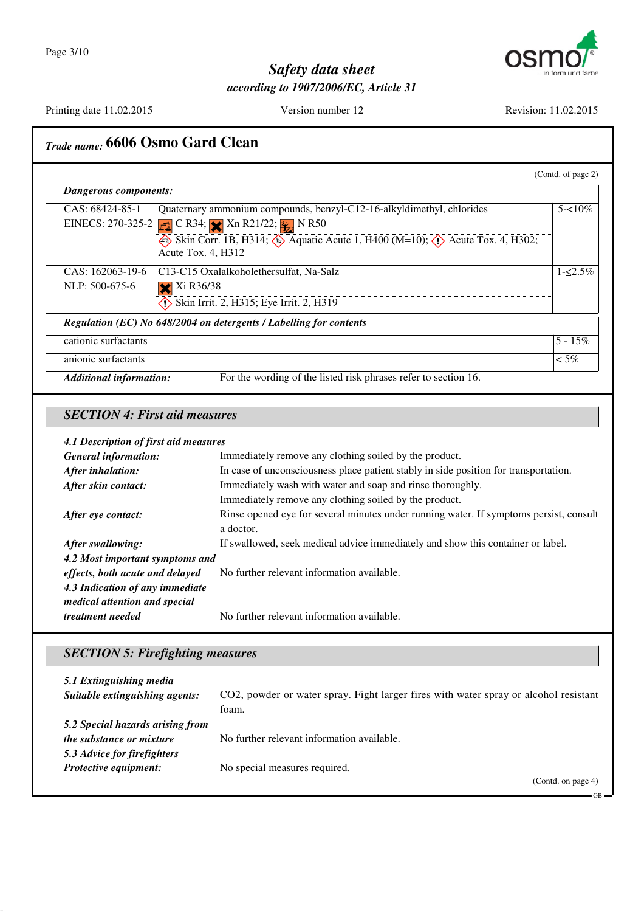**Trade name: 6606 Osmo Gard Clean**

(Contd. of page 2)

**Dangerous components:**

| | | |
|---|---|---|
| CAS: 68424-85-1<br>EINECS: 270-325-2 | Quaternary ammonium compounds, benzyl-C12-16-alkyldimethyl, chlorides<br>C R34; Xn R21/22; N R50<br>Skin Corr. 1B, H314; Aquatic Acute 1, H400 (M=10); Acute Tox. 4, H302; Acute Tox. 4, H312 | 5-<10% |
| CAS: 162063-19-6<br>NLP: 500-675-6 | C13-C15 Oxalalkoholethersulfat, Na-Salz<br>Xi R36/38<br>Skin Irrit. 2, H315; Eye Irrit. 2, H319 | 1-≤2.5% |

**Regulation (EC) No 648/2004 on detergents / Labelling for contents**

| | |
|---|---|
| cationic surfactants | 5 - 15% |
| anionic surfactants | < 5% |

**Additional information:** For the wording of the listed risk phrases refer to section 16.

## SECTION 4: First aid measures

**4.1 Description of first aid measures**

**General information:** Immediately remove any clothing soiled by the product.

**After inhalation:** In case of unconsciousness place patient stably in side position for transportation.

**After skin contact:** Immediately wash with water and soap and rinse thoroughly.
Immediately remove any clothing soiled by the product.

**After eye contact:** Rinse opened eye for several minutes under running water. If symptoms persist, consult a doctor.

**After swallowing:** If swallowed, seek medical advice immediately and show this container or label.

**4.2 Most important symptoms and effects, both acute and delayed** No further relevant information available.

**4.3 Indication of any immediate medical attention and special treatment needed** No further relevant information available.

## SECTION 5: Firefighting measures

**5.1 Extinguishing media**

**Suitable extinguishing agents:** $CO_2$, powder or water spray. Fight larger fires with water spray or alcohol resistant foam.

**5.2 Special hazards arising from the substance or mixture** No further relevant information available.

**5.3 Advice for firefighters**

**Protective equipment:** No special measures required.

(Contd. on page 4)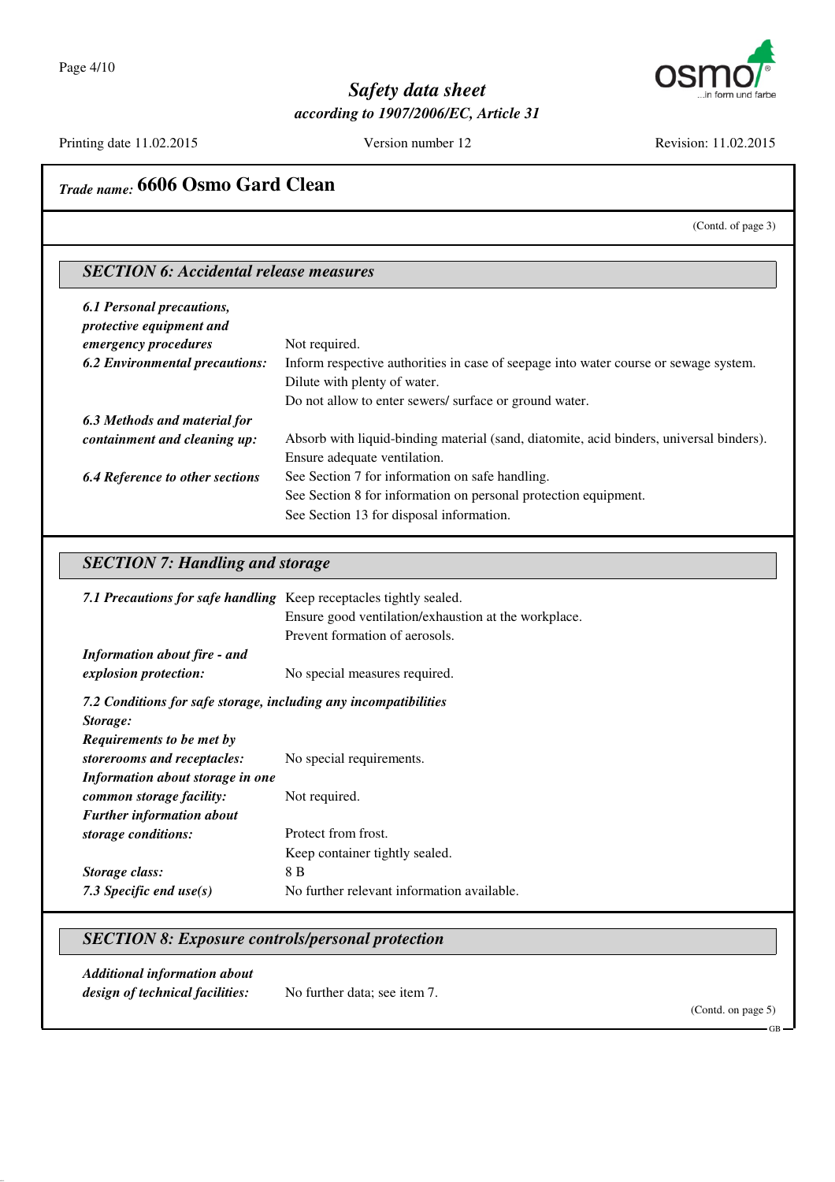## Trade name: 6606 Osmo Gard Clean

(Contd. of page 3)

### SECTION 6: Accidental release measures

***6.1 Personal precautions, protective equipment and emergency procedures*** Not required.

***6.2 Environmental precautions:*** Inform respective authorities in case of seepage into water course or sewage system.
Dilute with plenty of water.
Do not allow to enter sewers/ surface or ground water.

***6.3 Methods and material for containment and cleaning up:*** Absorb with liquid-binding material (sand, diatomite, acid binders, universal binders).
Ensure adequate ventilation.

***6.4 Reference to other sections*** See Section 7 for information on safe handling.
See Section 8 for information on personal protection equipment.
See Section 13 for disposal information.

### SECTION 7: Handling and storage

***7.1 Precautions for safe handling*** Keep receptacles tightly sealed.
Ensure good ventilation/exhaustion at the workplace.
Prevent formation of aerosols.

***Information about fire - and explosion protection:*** No special measures required.

***7.2 Conditions for safe storage, including any incompatibilities***

***Storage:***

***Requirements to be met by storerooms and receptacles:*** No special requirements.

***Information about storage in one common storage facility:*** Not required.

***Further information about storage conditions:*** Protect from frost.
Keep container tightly sealed.

***Storage class:*** 8 B

***7.3 Specific end use(s)*** No further relevant information available.

### SECTION 8: Exposure controls/personal protection

***Additional information about design of technical facilities:*** No further data; see item 7.

(Contd. on page 5)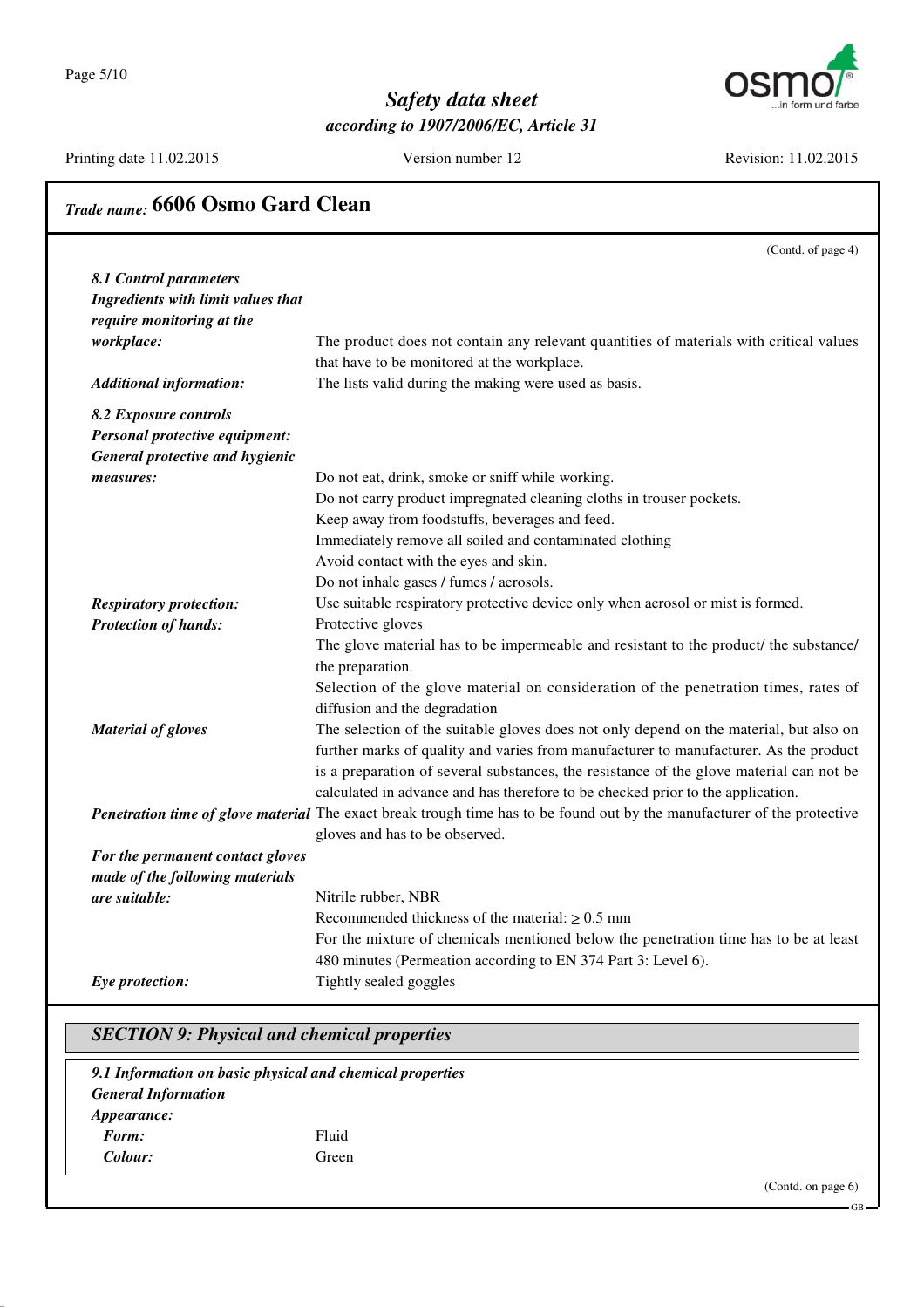## Trade name: 6606 Osmo Gard Clean

(Contd. of page 4)

**8.1 Control parameters**

**Ingredients with limit values that require monitoring at the workplace:** The product does not contain any relevant quantities of materials with critical values that have to be monitored at the workplace.

**Additional information:** The lists valid during the making were used as basis.

**8.2 Exposure controls**

**Personal protective equipment:**

**General protective and hygienic measures:**
Do not eat, drink, smoke or sniff while working.
Do not carry product impregnated cleaning cloths in trouser pockets.
Keep away from foodstuffs, beverages and feed.
Immediately remove all soiled and contaminated clothing
Avoid contact with the eyes and skin.
Do not inhale gases / fumes / aerosols.

**Respiratory protection:** Use suitable respiratory protective device only when aerosol or mist is formed.

**Protection of hands:** Protective gloves
The glove material has to be impermeable and resistant to the product/ the substance/ the preparation.
Selection of the glove material on consideration of the penetration times, rates of diffusion and the degradation

**Material of gloves** The selection of the suitable gloves does not only depend on the material, but also on further marks of quality and varies from manufacturer to manufacturer. As the product is a preparation of several substances, the resistance of the glove material can not be calculated in advance and has therefore to be checked prior to the application.

**Penetration time of glove material** The exact break trough time has to be found out by the manufacturer of the protective gloves and has to be observed.

**For the permanent contact gloves made of the following materials are suitable:**
Nitrile rubber, NBR
Recommended thickness of the material: $\geq$ 0.5 mm
For the mixture of chemicals mentioned below the penetration time has to be at least 480 minutes (Permeation according to EN 374 Part 3: Level 6).

**Eye protection:** Tightly sealed goggles

## SECTION 9: Physical and chemical properties

**9.1 Information on basic physical and chemical properties**

**General Information**

**Appearance:**

**Form:** Fluid

**Colour:** Green

(Contd. on page 6)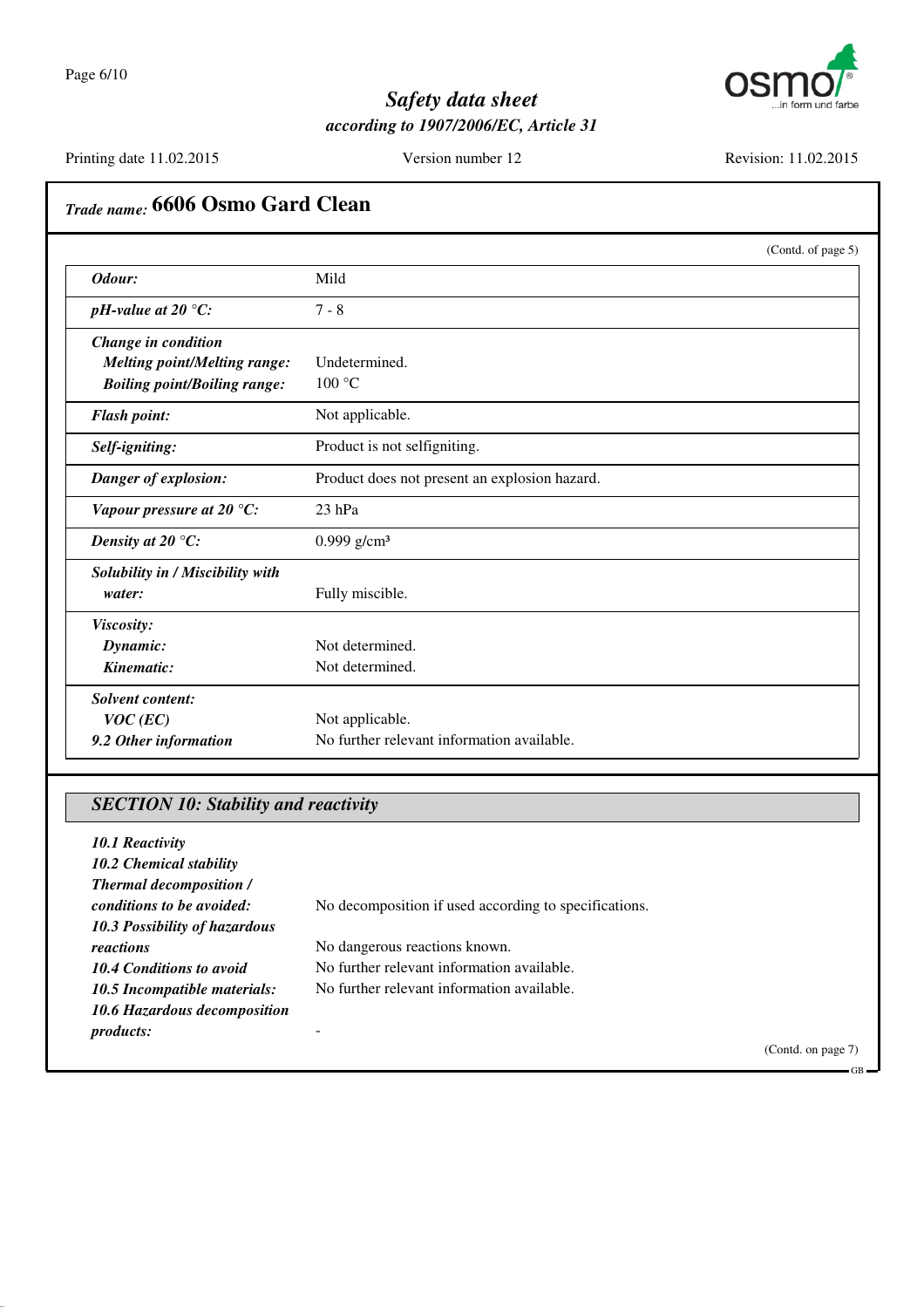## Trade name: 6606 Osmo Gard Clean

(Contd. of page 5)

| | |
|---|---|
| ***Odour:*** | Mild |
| ***pH-value at 20 °C:*** | 7 - 8 |
| ***Change in condition*** | |
| ***Melting point/Melting range:*** | Undetermined. |
| ***Boiling point/Boiling range:*** | 100 °C |
| ***Flash point:*** | Not applicable. |
| ***Self-igniting:*** | Product is not selfigniting. |
| ***Danger of explosion:*** | Product does not present an explosion hazard. |
| ***Vapour pressure at 20 °C:*** | 23 hPa |
| ***Density at 20 °C:*** | 0.999 g/cm³ |
| ***Solubility in / Miscibility with water:*** | Fully miscible. |
| ***Viscosity:*** | |
| ***Dynamic:*** | Not determined. |
| ***Kinematic:*** | Not determined. |
| ***Solvent content:*** | |
| ***VOC (EC)*** | Not applicable. |
| ***9.2 Other information*** | No further relevant information available. |

### *SECTION 10: Stability and reactivity*

***10.1 Reactivity***

***10.2 Chemical stability***

***Thermal decomposition / conditions to be avoided:*** No decomposition if used according to specifications.

***10.3 Possibility of hazardous reactions*** No dangerous reactions known.

***10.4 Conditions to avoid*** No further relevant information available.

***10.5 Incompatible materials:*** No further relevant information available.

***10.6 Hazardous decomposition products:*** -

(Contd. on page 7)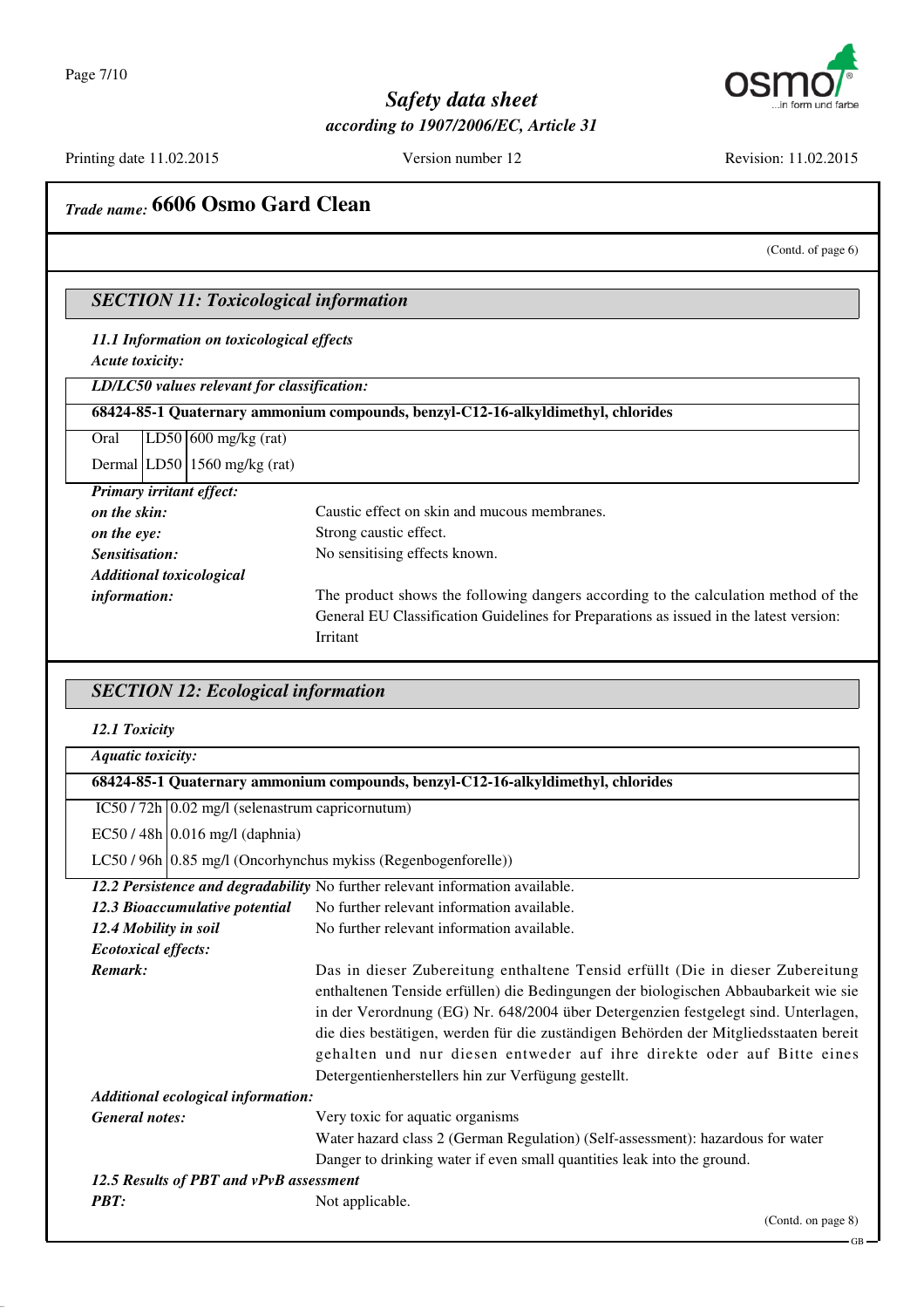## Trade name: 6606 Osmo Gard Clean

(Contd. of page 6)

### SECTION 11: Toxicological information

***11.1 Information on toxicological effects***

***Acute toxicity:***

| ***LD/LC50 values relevant for classification:*** | | |
|---|---|---|
| **68424-85-1 Quaternary ammonium compounds, benzyl-C12-16-alkyldimethyl, chlorides** | | |
| Oral | LD50 | 600 mg/kg (rat) |
| Dermal | LD50 | 1560 mg/kg (rat) |

***Primary irritant effect:***

***on the skin:*** Caustic effect on skin and mucous membranes.

***on the eye:*** Strong caustic effect.

***Sensitisation:*** No sensitising effects known.

***Additional toxicological information:*** The product shows the following dangers according to the calculation method of the General EU Classification Guidelines for Preparations as issued in the latest version: Irritant

### SECTION 12: Ecological information

***12.1 Toxicity***

| ***Aquatic toxicity:*** | |
|---|---|
| **68424-85-1 Quaternary ammonium compounds, benzyl-C12-16-alkyldimethyl, chlorides** | |
| IC50 / 72h | 0.02 mg/l (selenastrum capricornutum) |
| EC50 / 48h | 0.016 mg/l (daphnia) |
| LC50 / 96h | 0.85 mg/l (Oncorhynchus mykiss (Regenbogenforelle)) |

***12.2 Persistence and degradability*** No further relevant information available.

***12.3 Bioaccumulative potential*** No further relevant information available.

***12.4 Mobility in soil*** No further relevant information available.

***Ecotoxical effects:***

***Remark:*** Das in dieser Zubereitung enthaltene Tensid erfüllt (Die in dieser Zubereitung enthaltenen Tenside erfüllen) die Bedingungen der biologischen Abbaubarkeit wie sie in der Verordnung (EG) Nr. 648/2004 über Detergenzien festgelegt sind. Unterlagen, die dies bestätigen, werden für die zuständigen Behörden der Mitgliedsstaaten bereit gehalten und nur diesen entweder auf ihre direkte oder auf Bitte eines Detergentienherstellers hin zur Verfügung gestellt.

***Additional ecological information:***

***General notes:***
Very toxic for aquatic organisms
Water hazard class 2 (German Regulation) (Self-assessment): hazardous for water
Danger to drinking water if even small quantities leak into the ground.

***12.5 Results of PBT and vPvB assessment***

***PBT:*** Not applicable.

(Contd. on page 8)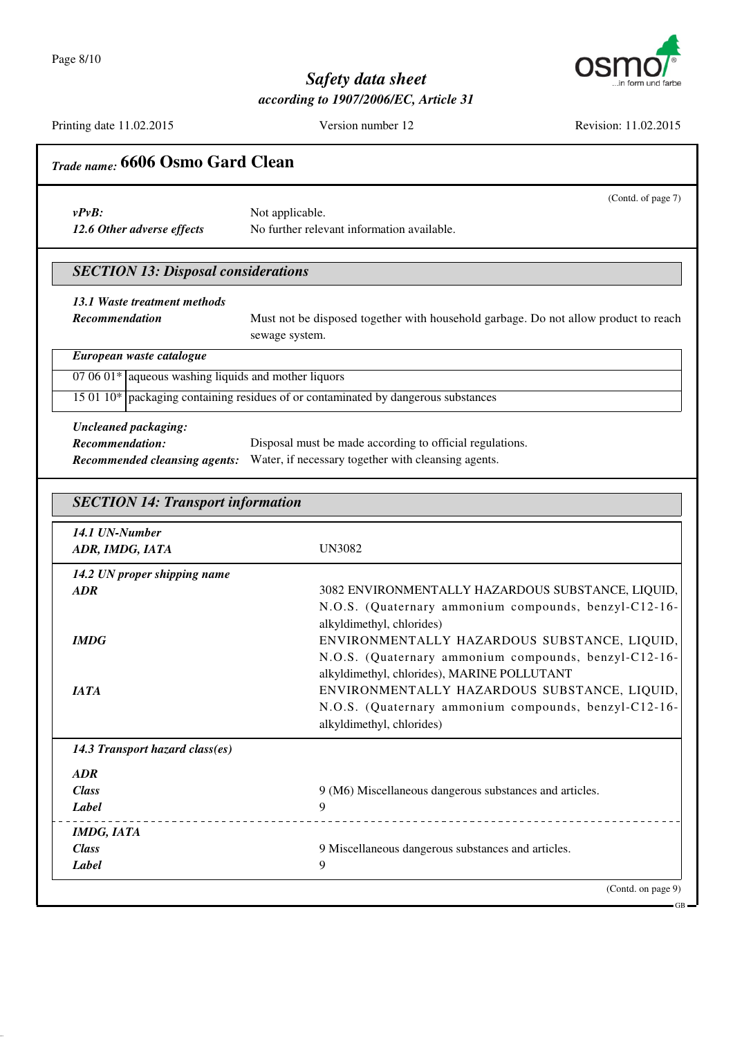Trade name: **6606 Osmo Gard Clean**

(Contd. of page 7)

***vPvB:*** Not applicable.

***12.6 Other adverse effects*** No further relevant information available.

## SECTION 13: Disposal considerations

***13.1 Waste treatment methods***

***Recommendation*** Must not be disposed together with household garbage. Do not allow product to reach sewage system.

| European waste catalogue | |
|---|---|
| 07 06 01* | aqueous washing liquids and mother liquors |
| 15 01 10* | packaging containing residues of or contaminated by dangerous substances |

***Uncleaned packaging:***

***Recommendation:*** Disposal must be made according to official regulations.

***Recommended cleansing agents:*** Water, if necessary together with cleansing agents.

## SECTION 14: Transport information

***14.1 UN-Number***

***ADR, IMDG, IATA*** UN3082

***14.2 UN proper shipping name***

***ADR*** 3082 ENVIRONMENTALLY HAZARDOUS SUBSTANCE, LIQUID, N.O.S. (Quaternary ammonium compounds, benzyl-C12-16-alkyldimethyl, chlorides)

***IMDG*** ENVIRONMENTALLY HAZARDOUS SUBSTANCE, LIQUID, N.O.S. (Quaternary ammonium compounds, benzyl-C12-16-alkyldimethyl, chlorides), MARINE POLLUTANT

***IATA*** ENVIRONMENTALLY HAZARDOUS SUBSTANCE, LIQUID, N.O.S. (Quaternary ammonium compounds, benzyl-C12-16-alkyldimethyl, chlorides)

***14.3 Transport hazard class(es)***

***ADR***

***Class*** 9 (M6) Miscellaneous dangerous substances and articles.

***Label*** 9

***IMDG, IATA***

***Class*** 9 Miscellaneous dangerous substances and articles.

***Label*** 9

(Contd. on page 9)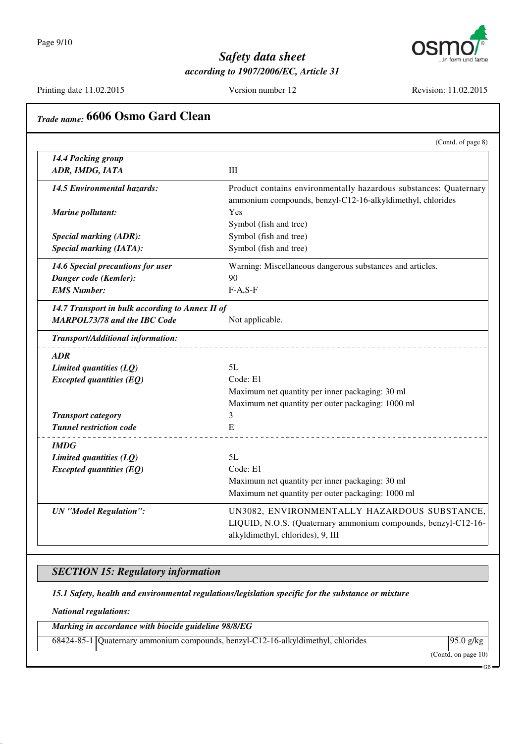## Trade name: 6606 Osmo Gard Clean

(Contd. of page 8)

| | |
|---|---|
| ***14.4 Packing group*** | |
| ***ADR, IMDG, IATA*** | III |
| ***14.5 Environmental hazards:*** | Product contains environmentally hazardous substances: Quaternary ammonium compounds, benzyl-C12-16-alkyldimethyl, chlorides |
| ***Marine pollutant:*** | Yes |
| | Symbol (fish and tree) |
| ***Special marking (ADR):*** | Symbol (fish and tree) |
| ***Special marking (IATA):*** | Symbol (fish and tree) |
| ***14.6 Special precautions for user*** | Warning: Miscellaneous dangerous substances and articles. |
| ***Danger code (Kemler):*** | 90 |
| ***EMS Number:*** | F-A,S-F |
| ***14.7 Transport in bulk according to Annex II of MARPOL73/78 and the IBC Code*** | Not applicable. |
| ***Transport/Additional information:*** | |
| ***ADR*** | |
| ***Limited quantities (LQ)*** | 5L |
| ***Excepted quantities (EQ)*** | Code: E1 |
| | Maximum net quantity per inner packaging: 30 ml |
| | Maximum net quantity per outer packaging: 1000 ml |
| ***Transport category*** | 3 |
| ***Tunnel restriction code*** | E |
| ***IMDG*** | |
| ***Limited quantities (LQ)*** | 5L |
| ***Excepted quantities (EQ)*** | Code: E1 |
| | Maximum net quantity per inner packaging: 30 ml |
| | Maximum net quantity per outer packaging: 1000 ml |
| ***UN "Model Regulation":*** | UN3082, ENVIRONMENTALLY HAZARDOUS SUBSTANCE, LIQUID, N.O.S. (Quaternary ammonium compounds, benzyl-C12-16-alkyldimethyl, chlorides), 9, III |

## *SECTION 15: Regulatory information*

***15.1 Safety, health and environmental regulations/legislation specific for the substance or mixture***

***National regulations:***

| ***Marking in accordance with biocide guideline 98/8/EG*** | | |
|---|---|---|
| 68424-85-1 | Quaternary ammonium compounds, benzyl-C12-16-alkyldimethyl, chlorides | 95.0 g/kg |

(Contd. on page 10)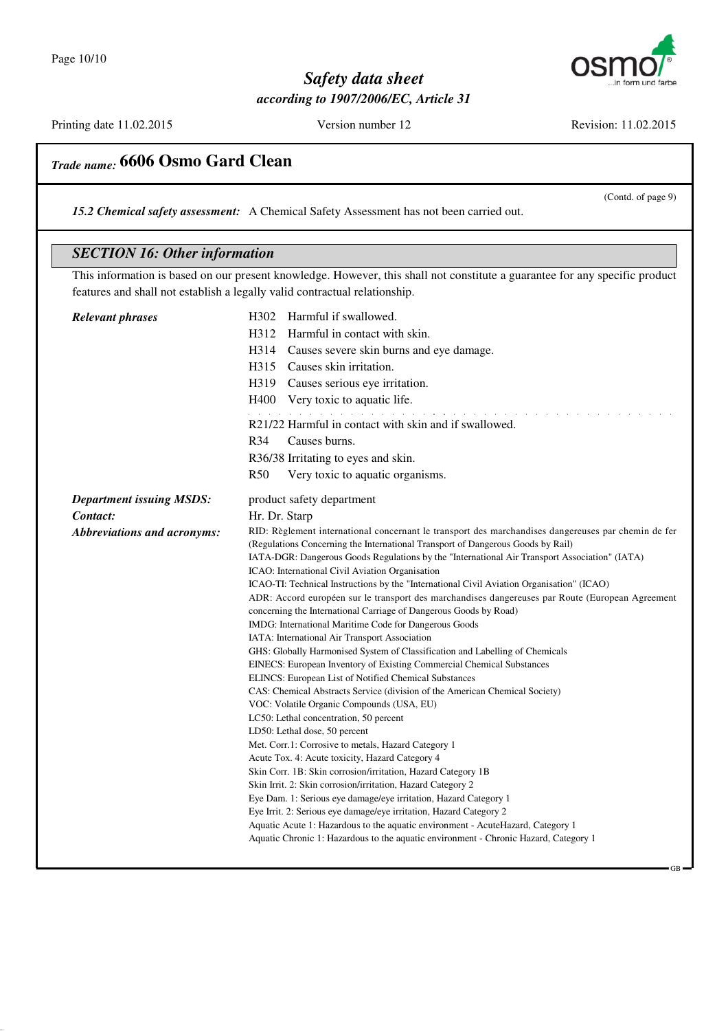## Trade name: 6606 Osmo Gard Clean

(Contd. of page 9)

***15.2 Chemical safety assessment:*** A Chemical Safety Assessment has not been carried out.

## SECTION 16: Other information

This information is based on our present knowledge. However, this shall not constitute a guarantee for any specific product features and shall not establish a legally valid contractual relationship.

***Relevant phrases***

H302 Harmful if swallowed.
H312 Harmful in contact with skin.
H314 Causes severe skin burns and eye damage.
H315 Causes skin irritation.
H319 Causes serious eye irritation.
H400 Very toxic to aquatic life.

R21/22 Harmful in contact with skin and if swallowed.
R34 Causes burns.
R36/38 Irritating to eyes and skin.
R50 Very toxic to aquatic organisms.

***Department issuing MSDS:*** product safety department

***Contact:*** Hr. Dr. Starp

***Abbreviations and acronyms:***

RID: Règlement international concernant le transport des marchandises dangereuses par chemin de fer (Regulations Concerning the International Transport of Dangerous Goods by Rail)
IATA-DGR: Dangerous Goods Regulations by the "International Air Transport Association" (IATA)
ICAO: International Civil Aviation Organisation
ICAO-TI: Technical Instructions by the "International Civil Aviation Organisation" (ICAO)
ADR: Accord européen sur le transport des marchandises dangereuses par Route (European Agreement concerning the International Carriage of Dangerous Goods by Road)
IMDG: International Maritime Code for Dangerous Goods
IATA: International Air Transport Association
GHS: Globally Harmonised System of Classification and Labelling of Chemicals
EINECS: European Inventory of Existing Commercial Chemical Substances
ELINCS: European List of Notified Chemical Substances
CAS: Chemical Abstracts Service (division of the American Chemical Society)
VOC: Volatile Organic Compounds (USA, EU)
LC50: Lethal concentration, 50 percent
LD50: Lethal dose, 50 percent
Met. Corr.1: Corrosive to metals, Hazard Category 1
Acute Tox. 4: Acute toxicity, Hazard Category 4
Skin Corr. 1B: Skin corrosion/irritation, Hazard Category 1B
Skin Irrit. 2: Skin corrosion/irritation, Hazard Category 2
Eye Dam. 1: Serious eye damage/eye irritation, Hazard Category 1
Eye Irrit. 2: Serious eye damage/eye irritation, Hazard Category 2
Aquatic Acute 1: Hazardous to the aquatic environment - AcuteHazard, Category 1
Aquatic Chronic 1: Hazardous to the aquatic environment - Chronic Hazard, Category 1